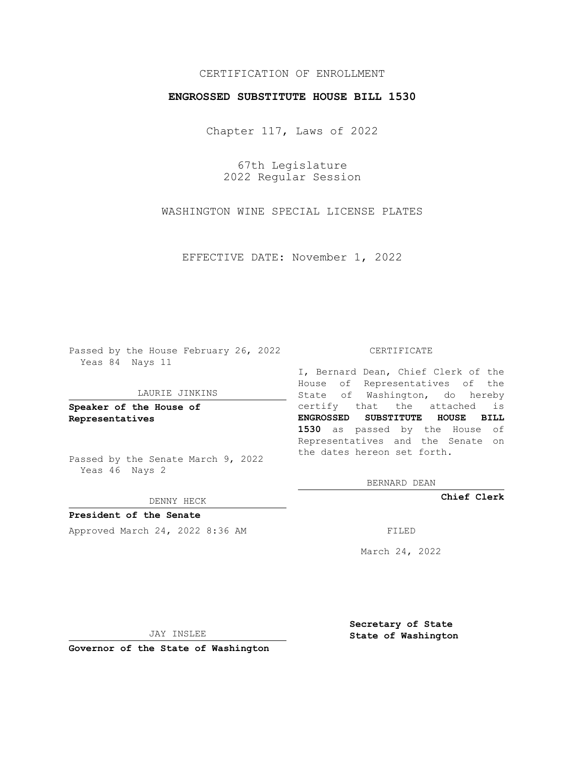CERTIFICATION OF ENROLLMENT

**ENGROSSED SUBSTITUTE HOUSE BILL 1530**

Chapter 117, Laws of 2022

67th Legislature
2022 Regular Session

WASHINGTON WINE SPECIAL LICENSE PLATES

EFFECTIVE DATE: November 1, 2022

Passed by the House February 26, 2022
Yeas 84 Nays 11

LAURIE JINKINS

**Speaker of the House of Representatives**

Passed by the Senate March 9, 2022
Yeas 46 Nays 2

DENNY HECK

**President of the Senate**

Approved March 24, 2022 8:36 AM

JAY INSLEE

**Governor of the State of Washington**

CERTIFICATE

I, Bernard Dean, Chief Clerk of the House of Representatives of the State of Washington, do hereby certify that the attached is **ENGROSSED SUBSTITUTE HOUSE BILL 1530** as passed by the House of Representatives and the Senate on the dates hereon set forth.

BERNARD DEAN

**Chief Clerk**

FILED

March 24, 2022

**Secretary of State**
**State of Washington**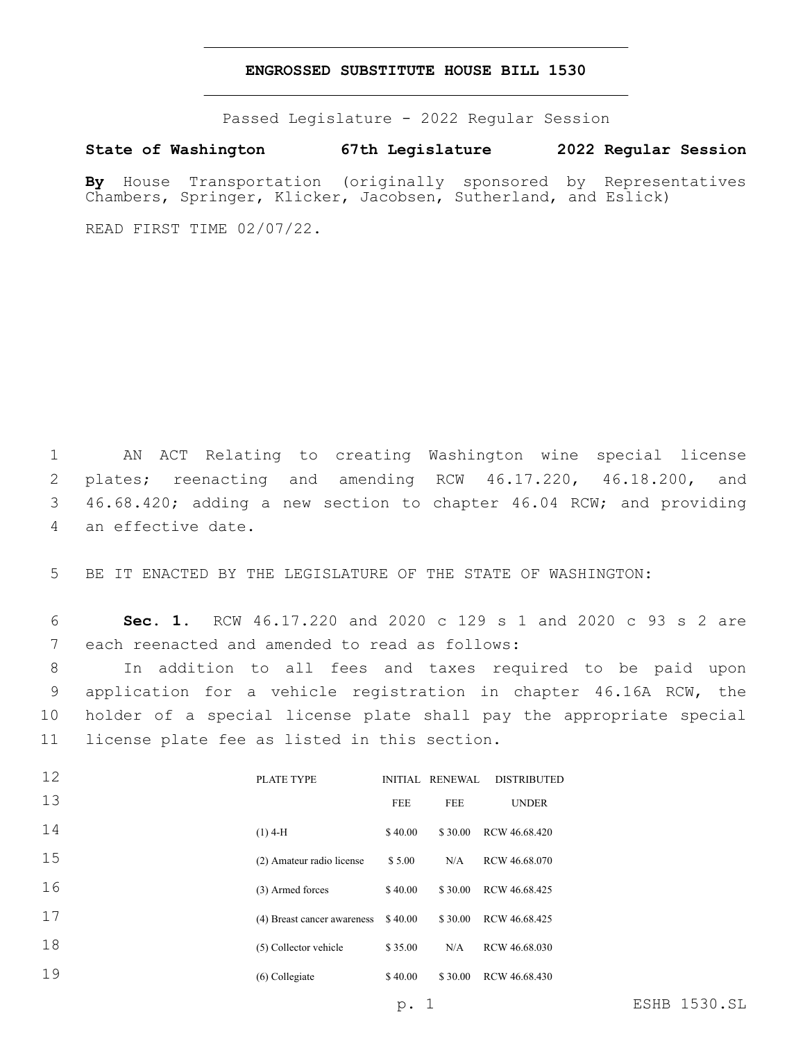# ENGROSSED SUBSTITUTE HOUSE BILL 1530

Passed Legislature - 2022 Regular Session

**State of Washington 67th Legislature 2022 Regular Session**

**By** House Transportation (originally sponsored by Representatives Chambers, Springer, Klicker, Jacobsen, Sutherland, and Eslick)

READ FIRST TIME 02/07/22.

AN ACT Relating to creating Washington wine special license plates; reenacting and amending RCW 46.17.220, 46.18.200, and 46.68.420; adding a new section to chapter 46.04 RCW; and providing an effective date.

BE IT ENACTED BY THE LEGISLATURE OF THE STATE OF WASHINGTON:

**Sec. 1.** RCW 46.17.220 and 2020 c 129 s 1 and 2020 c 93 s 2 are each reenacted and amended to read as follows:

In addition to all fees and taxes required to be paid upon application for a vehicle registration in chapter 46.16A RCW, the holder of a special license plate shall pay the appropriate special license plate fee as listed in this section.

| PLATE TYPE | INITIAL FEE | RENEWAL FEE | DISTRIBUTED UNDER |
|---|---|---|---|
| (1) 4-H | $ 40.00 | $ 30.00 | RCW 46.68.420 |
| (2) Amateur radio license | $ 5.00 | N/A | RCW 46.68.070 |
| (3) Armed forces | $ 40.00 | $ 30.00 | RCW 46.68.425 |
| (4) Breast cancer awareness | $ 40.00 | $ 30.00 | RCW 46.68.425 |
| (5) Collector vehicle | $ 35.00 | N/A | RCW 46.68.030 |
| (6) Collegiate | $ 40.00 | $ 30.00 | RCW 46.68.430 |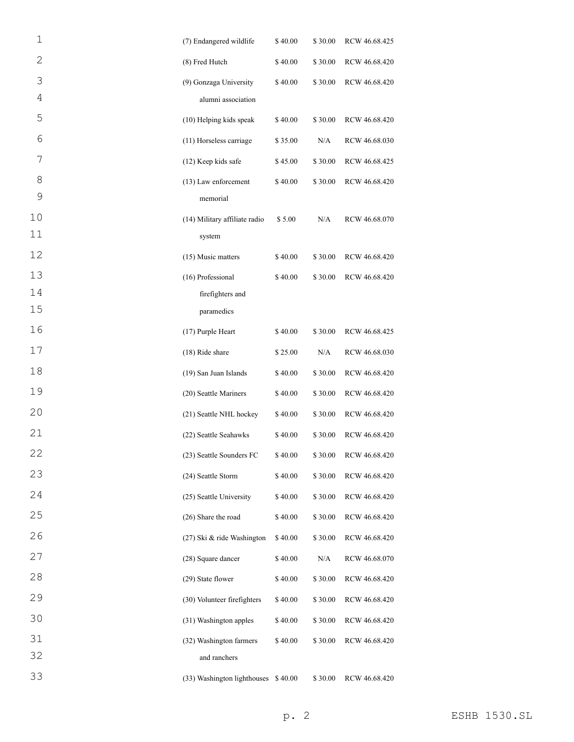| | | | |
|---|---|---|---|
| (7) Endangered wildlife | $ 40.00 | $ 30.00 | RCW 46.68.425 |
| (8) Fred Hutch | $ 40.00 | $ 30.00 | RCW 46.68.420 |
| (9) Gonzaga University alumni association | $ 40.00 | $ 30.00 | RCW 46.68.420 |
| (10) Helping kids speak | $ 40.00 | $ 30.00 | RCW 46.68.420 |
| (11) Horseless carriage | $ 35.00 | N/A | RCW 46.68.030 |
| (12) Keep kids safe | $ 45.00 | $ 30.00 | RCW 46.68.425 |
| (13) Law enforcement memorial | $ 40.00 | $ 30.00 | RCW 46.68.420 |
| (14) Military affiliate radio system | $ 5.00 | N/A | RCW 46.68.070 |
| (15) Music matters | $ 40.00 | $ 30.00 | RCW 46.68.420 |
| (16) Professional firefighters and paramedics | $ 40.00 | $ 30.00 | RCW 46.68.420 |
| (17) Purple Heart | $ 40.00 | $ 30.00 | RCW 46.68.425 |
| (18) Ride share | $ 25.00 | N/A | RCW 46.68.030 |
| (19) San Juan Islands | $ 40.00 | $ 30.00 | RCW 46.68.420 |
| (20) Seattle Mariners | $ 40.00 | $ 30.00 | RCW 46.68.420 |
| (21) Seattle NHL hockey | $ 40.00 | $ 30.00 | RCW 46.68.420 |
| (22) Seattle Seahawks | $ 40.00 | $ 30.00 | RCW 46.68.420 |
| (23) Seattle Sounders FC | $ 40.00 | $ 30.00 | RCW 46.68.420 |
| (24) Seattle Storm | $ 40.00 | $ 30.00 | RCW 46.68.420 |
| (25) Seattle University | $ 40.00 | $ 30.00 | RCW 46.68.420 |
| (26) Share the road | $ 40.00 | $ 30.00 | RCW 46.68.420 |
| (27) Ski & ride Washington | $ 40.00 | $ 30.00 | RCW 46.68.420 |
| (28) Square dancer | $ 40.00 | N/A | RCW 46.68.070 |
| (29) State flower | $ 40.00 | $ 30.00 | RCW 46.68.420 |
| (30) Volunteer firefighters | $ 40.00 | $ 30.00 | RCW 46.68.420 |
| (31) Washington apples | $ 40.00 | $ 30.00 | RCW 46.68.420 |
| (32) Washington farmers and ranchers | $ 40.00 | $ 30.00 | RCW 46.68.420 |
| (33) Washington lighthouses | $ 40.00 | $ 30.00 | RCW 46.68.420 |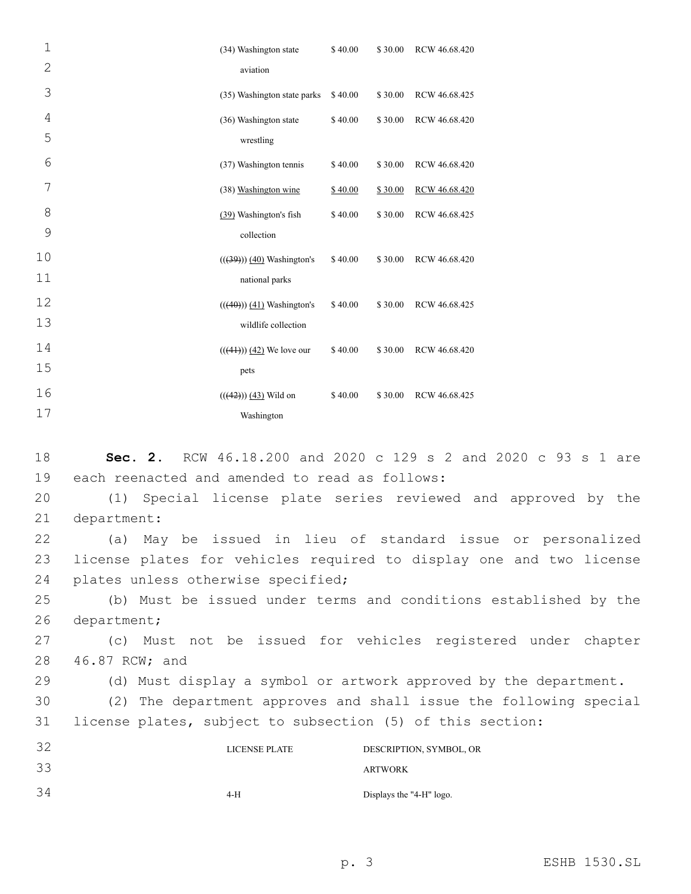| | | | |
|---|---|---|---|
| (34) Washington state aviation | $ 40.00 | $ 30.00 | RCW 46.68.420 |
| (35) Washington state parks | $ 40.00 | $ 30.00 | RCW 46.68.425 |
| (36) Washington state wrestling | $ 40.00 | $ 30.00 | RCW 46.68.420 |
| (37) Washington tennis | $ 40.00 | $ 30.00 | RCW 46.68.420 |
| (38) Washington wine | $ 40.00 | $ 30.00 | RCW 46.68.420 |
| (39) Washington's fish collection | $ 40.00 | $ 30.00 | RCW 46.68.425 |
| (((39))) (40) Washington's national parks | $ 40.00 | $ 30.00 | RCW 46.68.420 |
| (((40))) (41) Washington's wildlife collection | $ 40.00 | $ 30.00 | RCW 46.68.425 |
| (((41))) (42) We love our pets | $ 40.00 | $ 30.00 | RCW 46.68.420 |
| (((42))) (43) Wild on Washington | $ 40.00 | $ 30.00 | RCW 46.68.425 |

**Sec. 2.** RCW 46.18.200 and 2020 c 129 s 2 and 2020 c 93 s 1 are each reenacted and amended to read as follows:

(1) Special license plate series reviewed and approved by the department:

(a) May be issued in lieu of standard issue or personalized license plates for vehicles required to display one and two license plates unless otherwise specified;

(b) Must be issued under terms and conditions established by the department;

(c) Must not be issued for vehicles registered under chapter 46.87 RCW; and

(d) Must display a symbol or artwork approved by the department.

(2) The department approves and shall issue the following special license plates, subject to subsection (5) of this section:

| LICENSE PLATE | DESCRIPTION, SYMBOL, OR ARTWORK |
|---|---|
| 4-H | Displays the "4-H" logo. |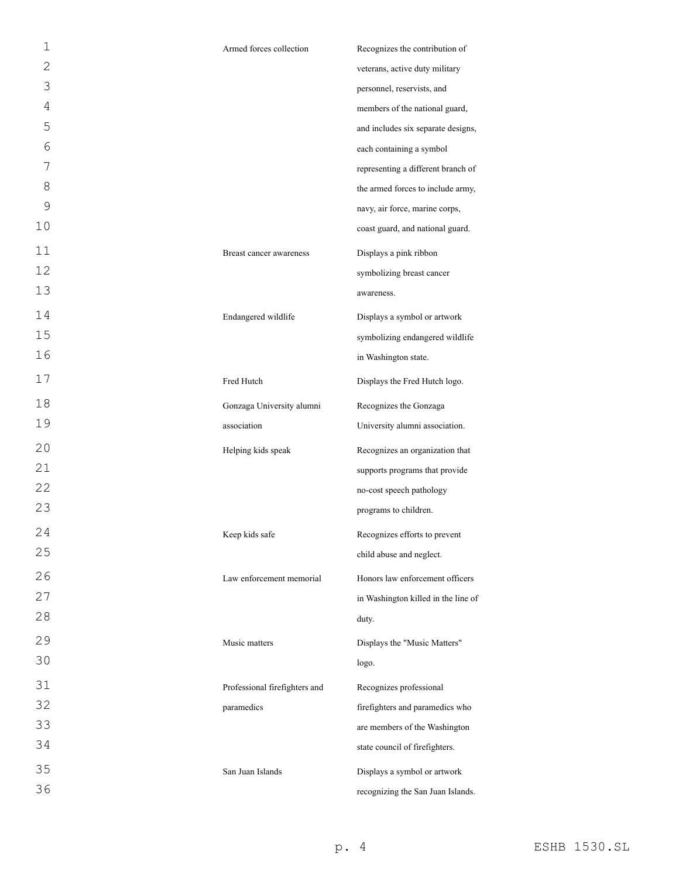| | |
|---|---|
| Armed forces collection | Recognizes the contribution of veterans, active duty military personnel, reservists, and members of the national guard, and includes six separate designs, each containing a symbol representing a different branch of the armed forces to include army, navy, air force, marine corps, coast guard, and national guard. |
| Breast cancer awareness | Displays a pink ribbon symbolizing breast cancer awareness. |
| Endangered wildlife | Displays a symbol or artwork symbolizing endangered wildlife in Washington state. |
| Fred Hutch | Displays the Fred Hutch logo. |
| Gonzaga University alumni association | Recognizes the Gonzaga University alumni association. |
| Helping kids speak | Recognizes an organization that supports programs that provide no-cost speech pathology programs to children. |
| Keep kids safe | Recognizes efforts to prevent child abuse and neglect. |
| Law enforcement memorial | Honors law enforcement officers in Washington killed in the line of duty. |
| Music matters | Displays the "Music Matters" logo. |
| Professional firefighters and paramedics | Recognizes professional firefighters and paramedics who are members of the Washington state council of firefighters. |
| San Juan Islands | Displays a symbol or artwork recognizing the San Juan Islands. |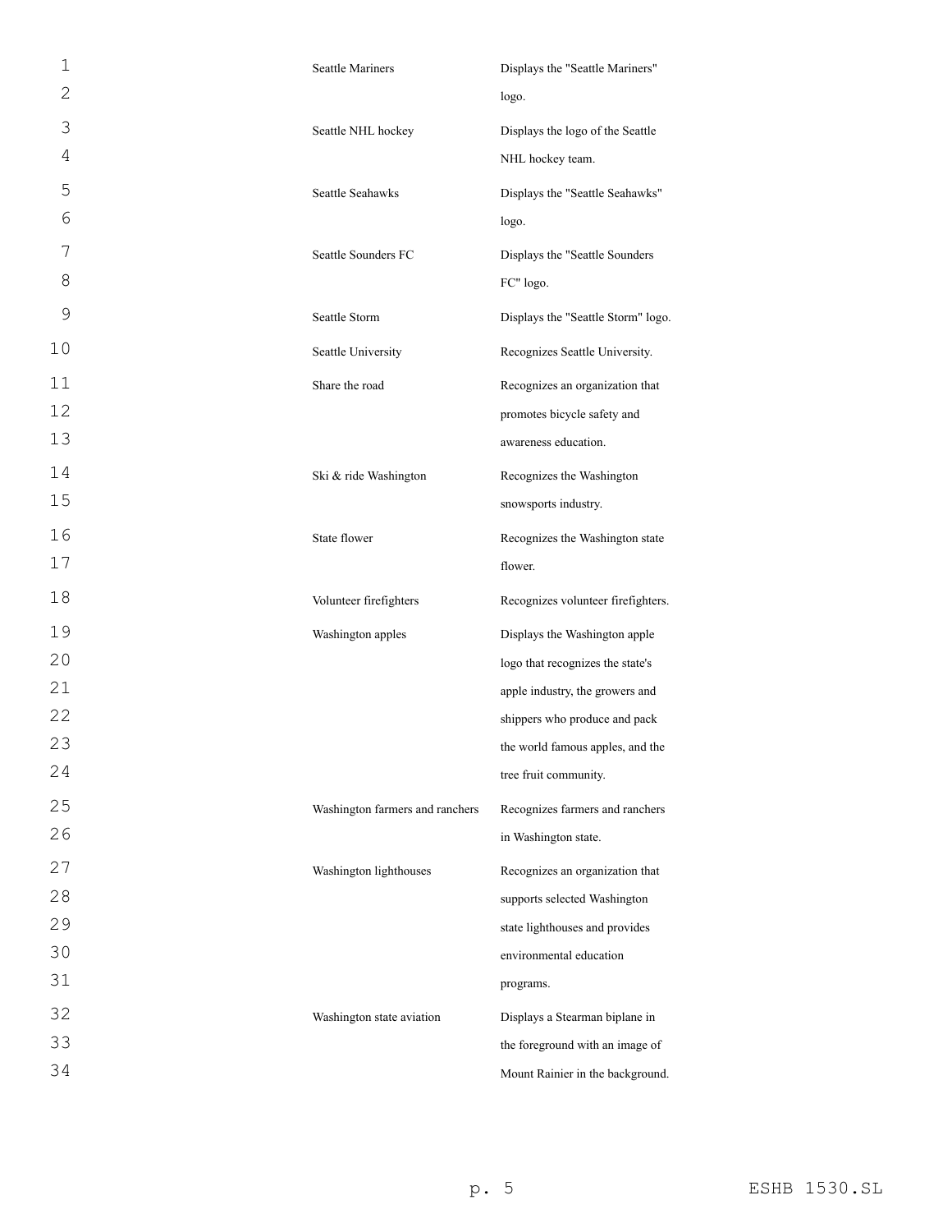| | |
|---|---|
| Seattle Mariners | Displays the "Seattle Mariners" logo. |
| Seattle NHL hockey | Displays the logo of the Seattle NHL hockey team. |
| Seattle Seahawks | Displays the "Seattle Seahawks" logo. |
| Seattle Sounders FC | Displays the "Seattle Sounders FC" logo. |
| Seattle Storm | Displays the "Seattle Storm" logo. |
| Seattle University | Recognizes Seattle University. |
| Share the road | Recognizes an organization that promotes bicycle safety and awareness education. |
| Ski & ride Washington | Recognizes the Washington snowsports industry. |
| State flower | Recognizes the Washington state flower. |
| Volunteer firefighters | Recognizes volunteer firefighters. |
| Washington apples | Displays the Washington apple logo that recognizes the state's apple industry, the growers and shippers who produce and pack the world famous apples, and the tree fruit community. |
| Washington farmers and ranchers | Recognizes farmers and ranchers in Washington state. |
| Washington lighthouses | Recognizes an organization that supports selected Washington state lighthouses and provides environmental education programs. |
| Washington state aviation | Displays a Stearman biplane in the foreground with an image of Mount Rainier in the background. |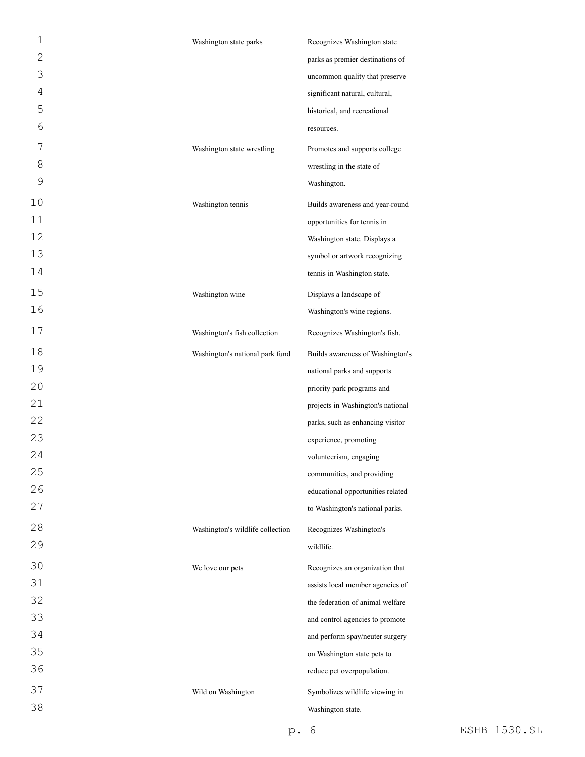| | |
|---|---|
| Washington state parks | Recognizes Washington state parks as premier destinations of uncommon quality that preserve significant natural, cultural, historical, and recreational resources. |
| Washington state wrestling | Promotes and supports college wrestling in the state of Washington. |
| Washington tennis | Builds awareness and year-round opportunities for tennis in Washington state. Displays a symbol or artwork recognizing tennis in Washington state. |
| <u>Washington wine</u> | <u>Displays a landscape of Washington's wine regions.</u> |
| Washington's fish collection | Recognizes Washington's fish. |
| Washington's national park fund | Builds awareness of Washington's national parks and supports priority park programs and projects in Washington's national parks, such as enhancing visitor experience, promoting volunteerism, engaging communities, and providing educational opportunities related to Washington's national parks. |
| Washington's wildlife collection | Recognizes Washington's wildlife. |
| We love our pets | Recognizes an organization that assists local member agencies of the federation of animal welfare and control agencies to promote and perform spay/neuter surgery on Washington state pets to reduce pet overpopulation. |
| Wild on Washington | Symbolizes wildlife viewing in Washington state. |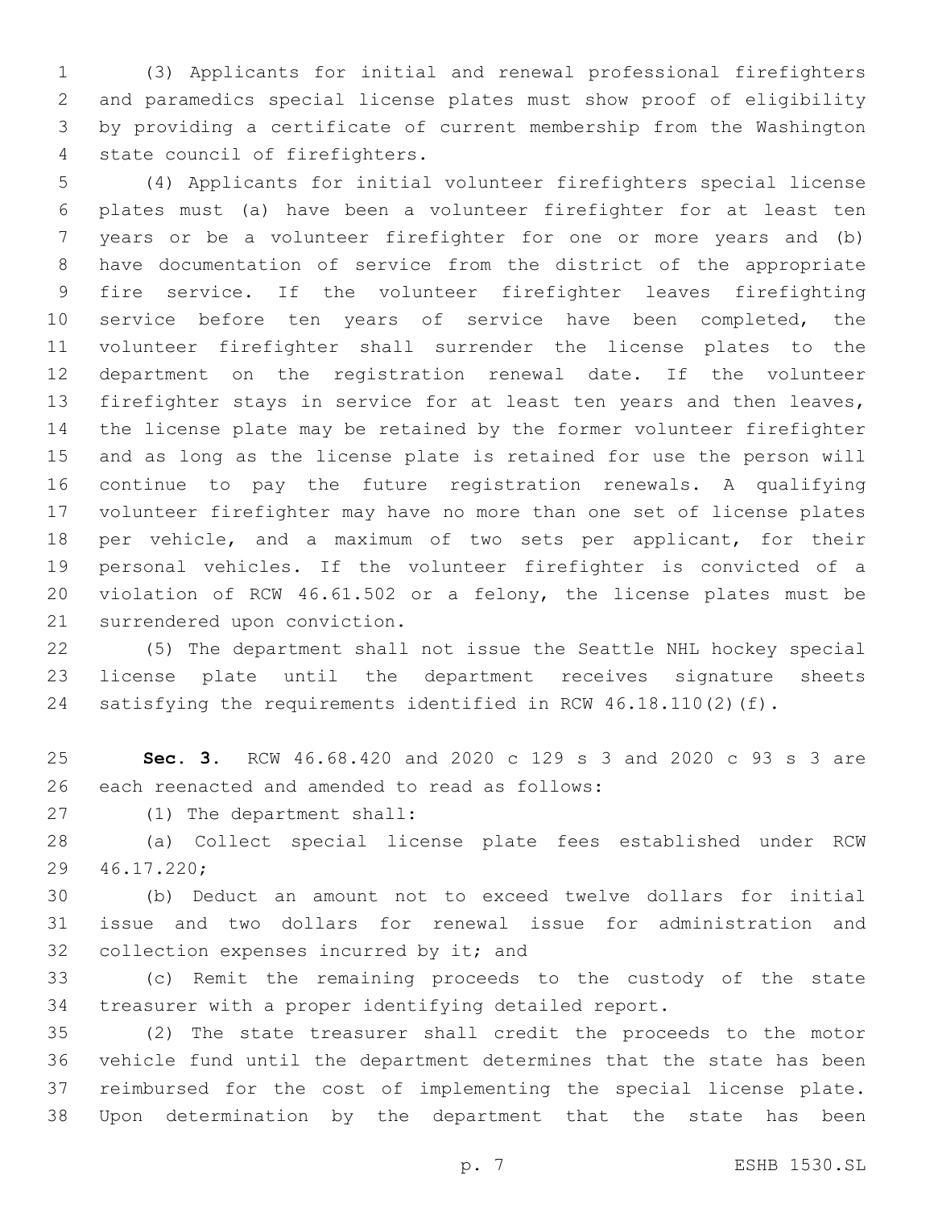(3) Applicants for initial and renewal professional firefighters and paramedics special license plates must show proof of eligibility by providing a certificate of current membership from the Washington state council of firefighters.

(4) Applicants for initial volunteer firefighters special license plates must (a) have been a volunteer firefighter for at least ten years or be a volunteer firefighter for one or more years and (b) have documentation of service from the district of the appropriate fire service. If the volunteer firefighter leaves firefighting service before ten years of service have been completed, the volunteer firefighter shall surrender the license plates to the department on the registration renewal date. If the volunteer firefighter stays in service for at least ten years and then leaves, the license plate may be retained by the former volunteer firefighter and as long as the license plate is retained for use the person will continue to pay the future registration renewals. A qualifying volunteer firefighter may have no more than one set of license plates per vehicle, and a maximum of two sets per applicant, for their personal vehicles. If the volunteer firefighter is convicted of a violation of RCW 46.61.502 or a felony, the license plates must be surrendered upon conviction.

(5) The department shall not issue the Seattle NHL hockey special license plate until the department receives signature sheets satisfying the requirements identified in RCW 46.18.110(2)(f).

**Sec. 3.** RCW 46.68.420 and 2020 c 129 s 3 and 2020 c 93 s 3 are each reenacted and amended to read as follows:

(1) The department shall:

(a) Collect special license plate fees established under RCW 46.17.220;

(b) Deduct an amount not to exceed twelve dollars for initial issue and two dollars for renewal issue for administration and collection expenses incurred by it; and

(c) Remit the remaining proceeds to the custody of the state treasurer with a proper identifying detailed report.

(2) The state treasurer shall credit the proceeds to the motor vehicle fund until the department determines that the state has been reimbursed for the cost of implementing the special license plate. Upon determination by the department that the state has been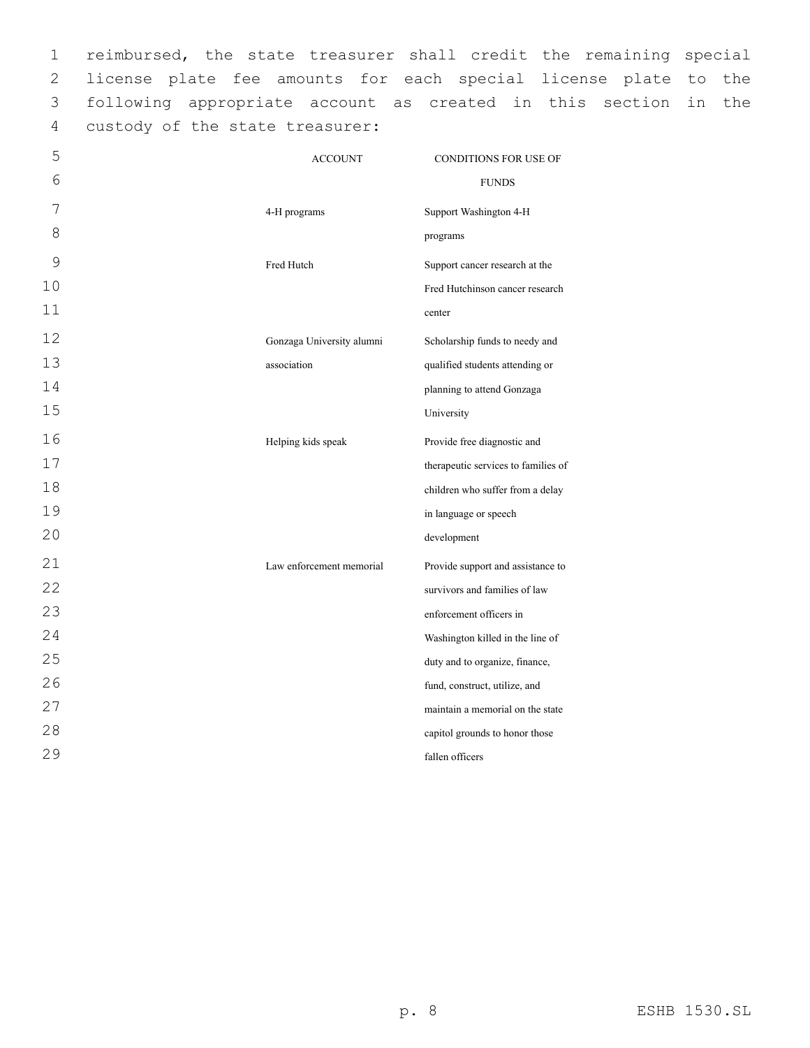reimbursed, the state treasurer shall credit the remaining special license plate fee amounts for each special license plate to the following appropriate account as created in this section in the custody of the state treasurer:

| ACCOUNT | CONDITIONS FOR USE OF FUNDS |
|---|---|
| 4-H programs | Support Washington 4-H programs |
| Fred Hutch | Support cancer research at the Fred Hutchinson cancer research center |
| Gonzaga University alumni association | Scholarship funds to needy and qualified students attending or planning to attend Gonzaga University |
| Helping kids speak | Provide free diagnostic and therapeutic services to families of children who suffer from a delay in language or speech development |
| Law enforcement memorial | Provide support and assistance to survivors and families of law enforcement officers in Washington killed in the line of duty and to organize, finance, fund, construct, utilize, and maintain a memorial on the state capitol grounds to honor those fallen officers |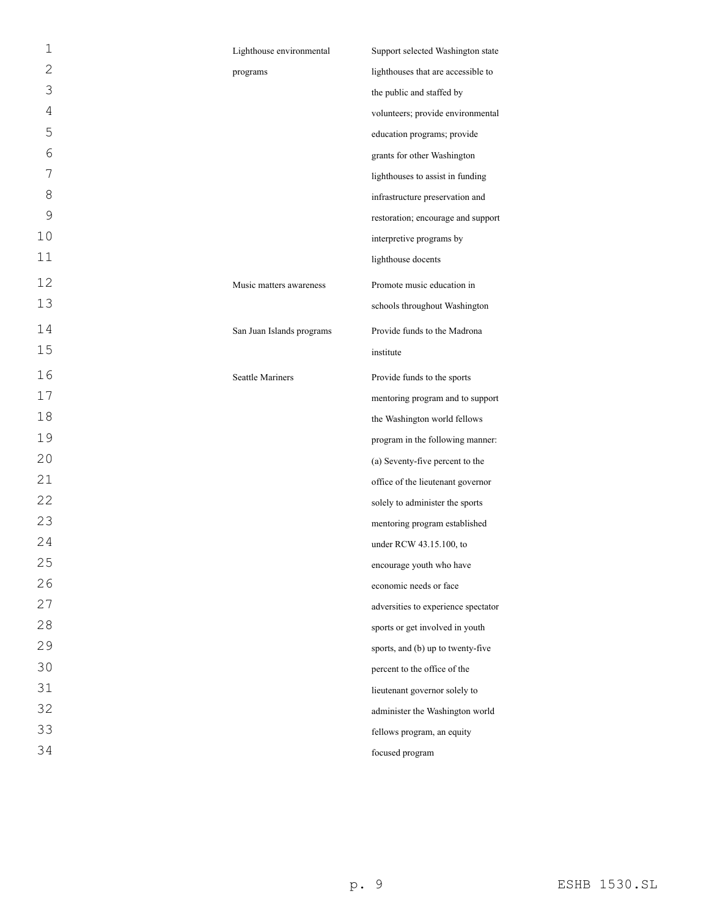| | |
|---|---|
| Lighthouse environmental programs | Support selected Washington state lighthouses that are accessible to the public and staffed by volunteers; provide environmental education programs; provide grants for other Washington lighthouses to assist in funding infrastructure preservation and restoration; encourage and support interpretive programs by lighthouse docents |
| Music matters awareness | Promote music education in schools throughout Washington |
| San Juan Islands programs | Provide funds to the Madrona institute |
| Seattle Mariners | Provide funds to the sports mentoring program and to support the Washington world fellows program in the following manner: (a) Seventy-five percent to the office of the lieutenant governor solely to administer the sports mentoring program established under RCW 43.15.100, to encourage youth who have economic needs or face adversities to experience spectator sports or get involved in youth sports, and (b) up to twenty-five percent to the office of the lieutenant governor solely to administer the Washington world fellows program, an equity focused program |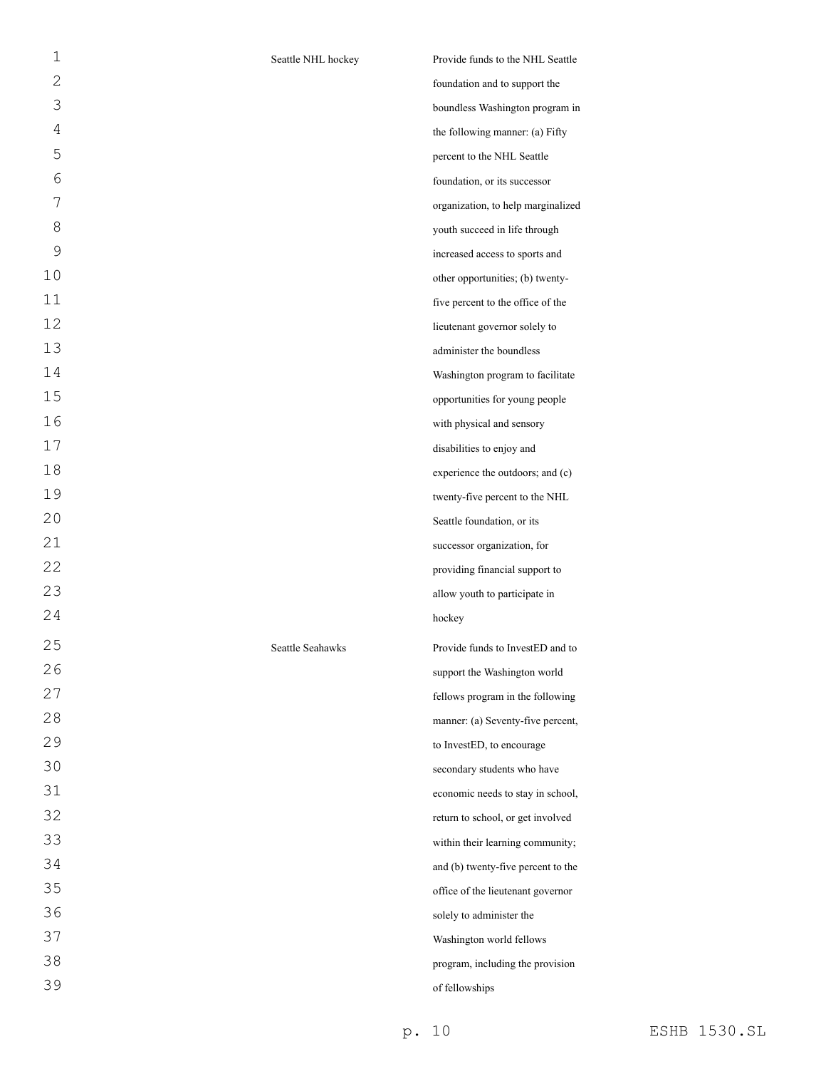| | |
|---|---|
| Seattle NHL hockey | Provide funds to the NHL Seattle foundation and to support the boundless Washington program in the following manner: (a) Fifty percent to the NHL Seattle foundation, or its successor organization, to help marginalized youth succeed in life through increased access to sports and other opportunities; (b) twenty-five percent to the office of the lieutenant governor solely to administer the boundless Washington program to facilitate opportunities for young people with physical and sensory disabilities to enjoy and experience the outdoors; and (c) twenty-five percent to the NHL Seattle foundation, or its successor organization, for providing financial support to allow youth to participate in hockey |
| Seattle Seahawks | Provide funds to InvestED and to support the Washington world fellows program in the following manner: (a) Seventy-five percent, to InvestED, to encourage secondary students who have economic needs to stay in school, return to school, or get involved within their learning community; and (b) twenty-five percent to the office of the lieutenant governor solely to administer the Washington world fellows program, including the provision of fellowships |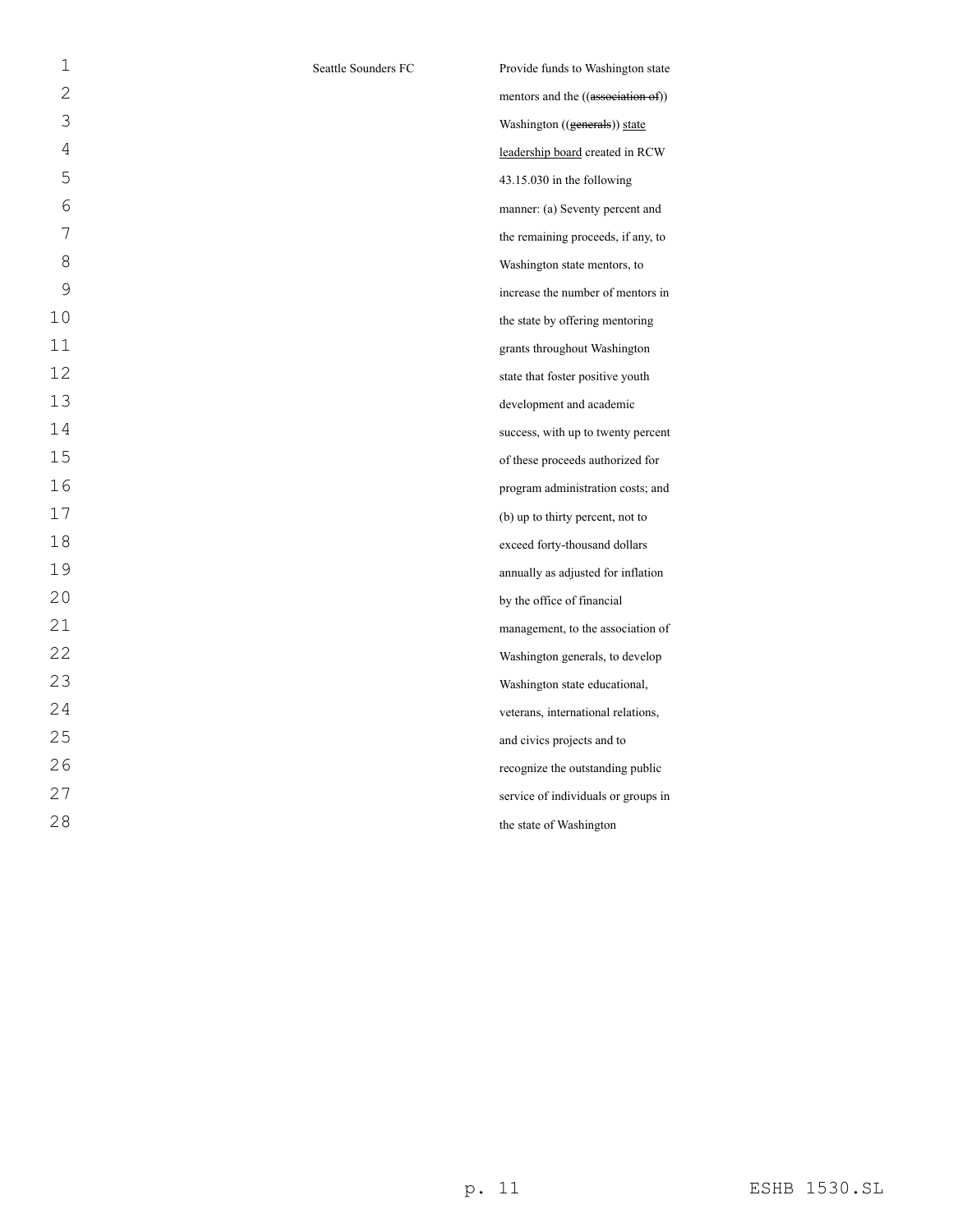| Seattle Sounders FC | Provide funds to Washington state mentors and the ((~~association of~~)) Washington ((~~generals~~)) <u>state leadership board</u> created in RCW 43.15.030 in the following manner: (a) Seventy percent and the remaining proceeds, if any, to Washington state mentors, to increase the number of mentors in the state by offering mentoring grants throughout Washington state that foster positive youth development and academic success, with up to twenty percent of these proceeds authorized for program administration costs; and (b) up to thirty percent, not to exceed forty-thousand dollars annually as adjusted for inflation by the office of financial management, to the association of Washington generals, to develop Washington state educational, veterans, international relations, and civics projects and to recognize the outstanding public service of individuals or groups in the state of Washington |
| --- | --- |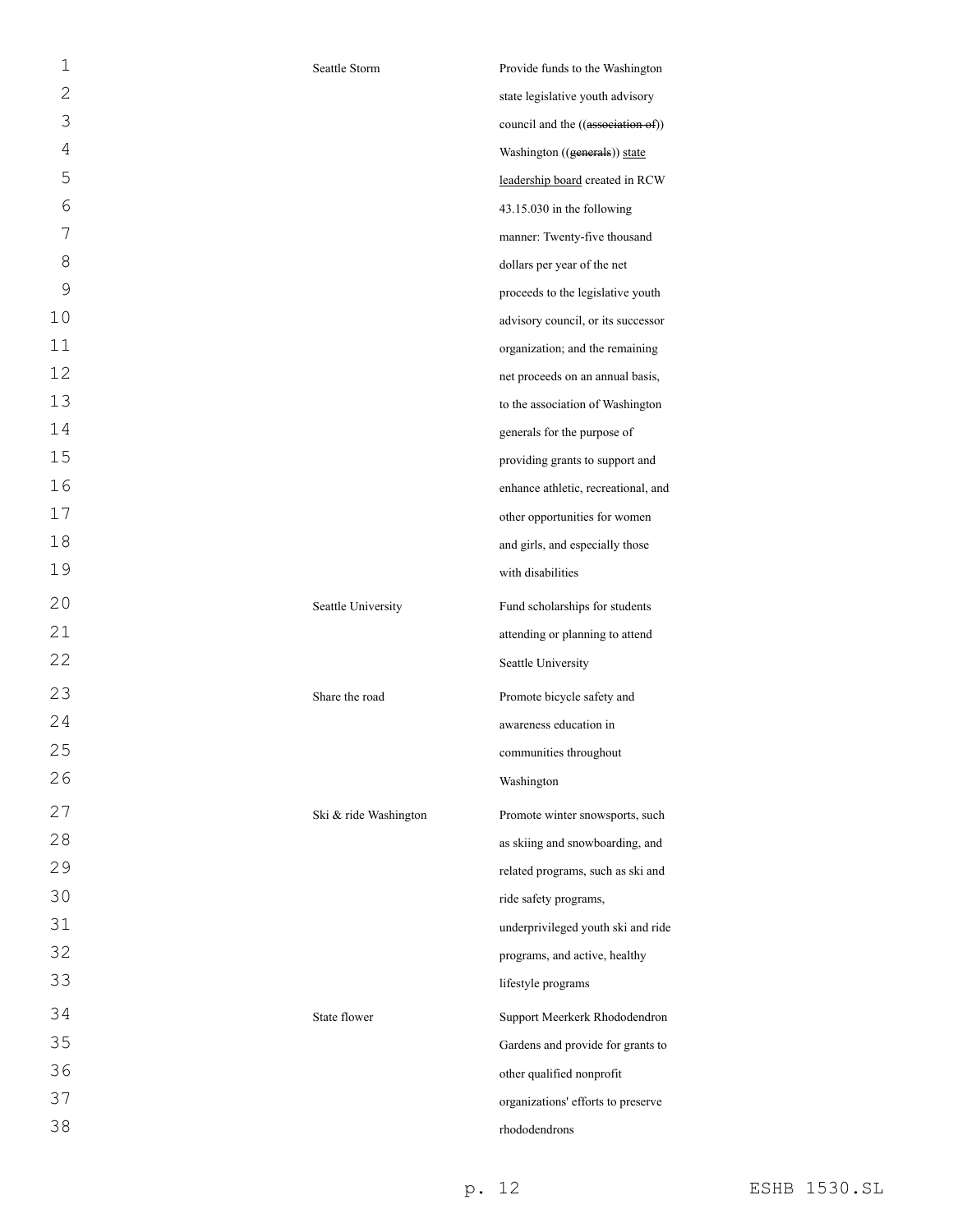| | |
|---|---|
| Seattle Storm | Provide funds to the Washington state legislative youth advisory council and the ((~~association of~~)) Washington ((~~generals~~)) <u>state leadership board</u> created in RCW 43.15.030 in the following manner: Twenty-five thousand dollars per year of the net proceeds to the legislative youth advisory council, or its successor organization; and the remaining net proceeds on an annual basis, to the association of Washington generals for the purpose of providing grants to support and enhance athletic, recreational, and other opportunities for women and girls, and especially those with disabilities |
| Seattle University | Fund scholarships for students attending or planning to attend Seattle University |
| Share the road | Promote bicycle safety and awareness education in communities throughout Washington |
| Ski & ride Washington | Promote winter snowsports, such as skiing and snowboarding, and related programs, such as ski and ride safety programs, underprivileged youth ski and ride programs, and active, healthy lifestyle programs |
| State flower | Support Meerkerk Rhododendron Gardens and provide for grants to other qualified nonprofit organizations' efforts to preserve rhododendrons |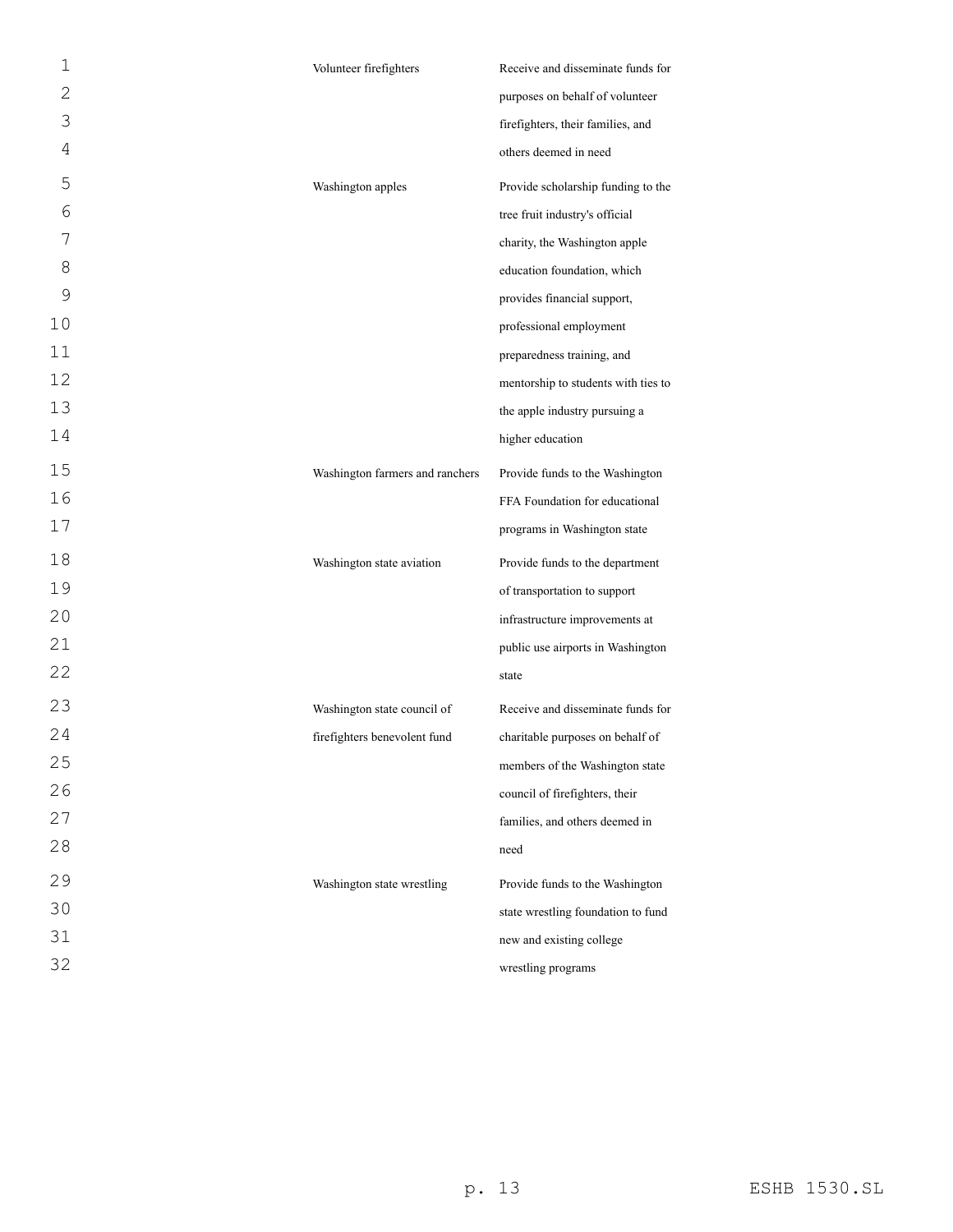| | |
|---|---|
| Volunteer firefighters | Receive and disseminate funds for purposes on behalf of volunteer firefighters, their families, and others deemed in need |
| Washington apples | Provide scholarship funding to the tree fruit industry's official charity, the Washington apple education foundation, which provides financial support, professional employment preparedness training, and mentorship to students with ties to the apple industry pursuing a higher education |
| Washington farmers and ranchers | Provide funds to the Washington FFA Foundation for educational programs in Washington state |
| Washington state aviation | Provide funds to the department of transportation to support infrastructure improvements at public use airports in Washington state |
| Washington state council of firefighters benevolent fund | Receive and disseminate funds for charitable purposes on behalf of members of the Washington state council of firefighters, their families, and others deemed in need |
| Washington state wrestling | Provide funds to the Washington state wrestling foundation to fund new and existing college wrestling programs |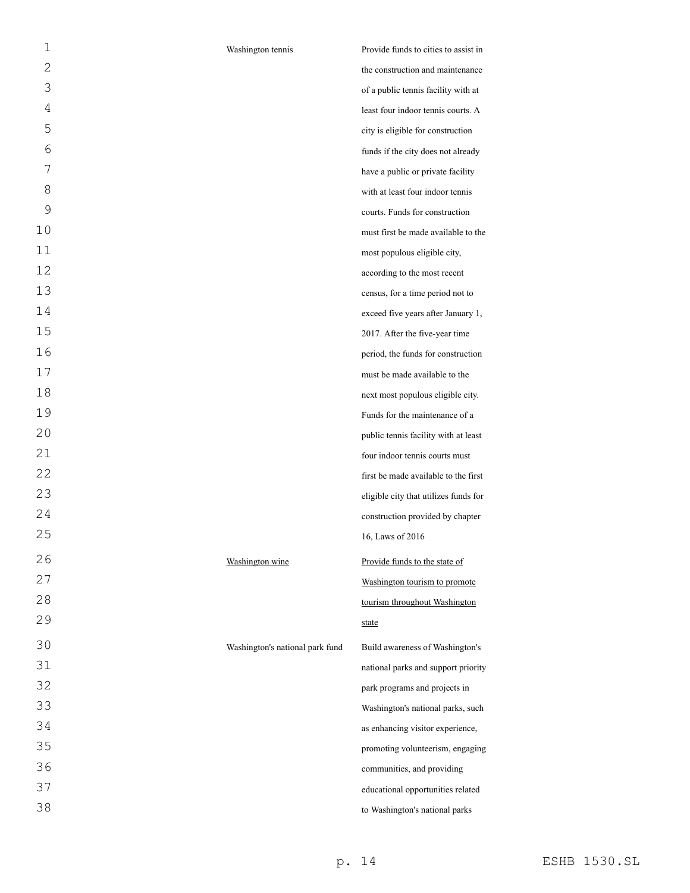| | |
|---|---|
| Washington tennis | Provide funds to cities to assist in the construction and maintenance of a public tennis facility with at least four indoor tennis courts. A city is eligible for construction funds if the city does not already have a public or private facility with at least four indoor tennis courts. Funds for construction must first be made available to the most populous eligible city, according to the most recent census, for a time period not to exceed five years after January 1, 2017. After the five-year time period, the funds for construction must be made available to the next most populous eligible city. Funds for the maintenance of a public tennis facility with at least four indoor tennis courts must first be made available to the first eligible city that utilizes funds for construction provided by chapter 16, Laws of 2016 |
| <u>Washington wine</u> | <u>Provide funds to the state of Washington tourism to promote tourism throughout Washington state</u> |
| Washington's national park fund | Build awareness of Washington's national parks and support priority park programs and projects in Washington's national parks, such as enhancing visitor experience, promoting volunteerism, engaging communities, and providing educational opportunities related to Washington's national parks |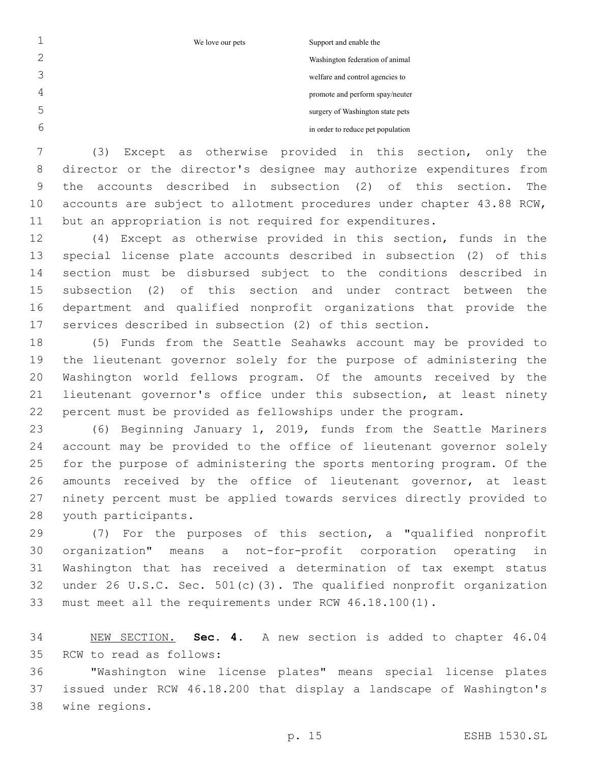| | |
|---|---|
| We love our pets | Support and enable the Washington federation of animal welfare and control agencies to promote and perform spay/neuter surgery of Washington state pets in order to reduce pet population |

(3) Except as otherwise provided in this section, only the director or the director's designee may authorize expenditures from the accounts described in subsection (2) of this section. The accounts are subject to allotment procedures under chapter 43.88 RCW, but an appropriation is not required for expenditures.

(4) Except as otherwise provided in this section, funds in the special license plate accounts described in subsection (2) of this section must be disbursed subject to the conditions described in subsection (2) of this section and under contract between the department and qualified nonprofit organizations that provide the services described in subsection (2) of this section.

(5) Funds from the Seattle Seahawks account may be provided to the lieutenant governor solely for the purpose of administering the Washington world fellows program. Of the amounts received by the lieutenant governor's office under this subsection, at least ninety percent must be provided as fellowships under the program.

(6) Beginning January 1, 2019, funds from the Seattle Mariners account may be provided to the office of lieutenant governor solely for the purpose of administering the sports mentoring program. Of the amounts received by the office of lieutenant governor, at least ninety percent must be applied towards services directly provided to youth participants.

(7) For the purposes of this section, a "qualified nonprofit organization" means a not-for-profit corporation operating in Washington that has received a determination of tax exempt status under 26 U.S.C. Sec. 501(c)(3). The qualified nonprofit organization must meet all the requirements under RCW 46.18.100(1).

NEW SECTION. **Sec. 4.** A new section is added to chapter 46.04 RCW to read as follows:

"Washington wine license plates" means special license plates issued under RCW 46.18.200 that display a landscape of Washington's wine regions.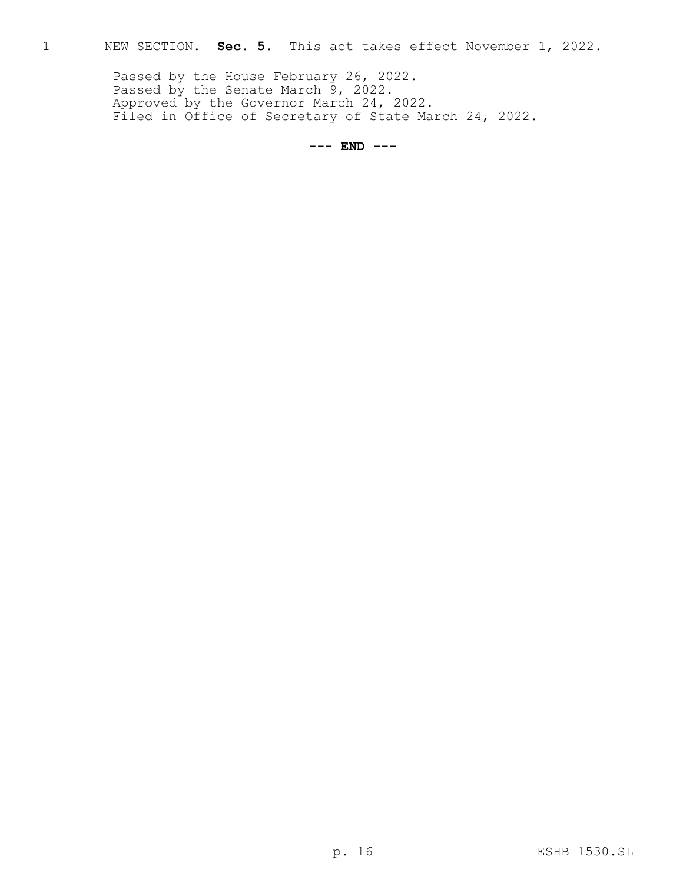NEW SECTION. **Sec. 5.** This act takes effect November 1, 2022.

Passed by the House February 26, 2022.
Passed by the Senate March 9, 2022.
Approved by the Governor March 24, 2022.
Filed in Office of Secretary of State March 24, 2022.

**--- END ---**